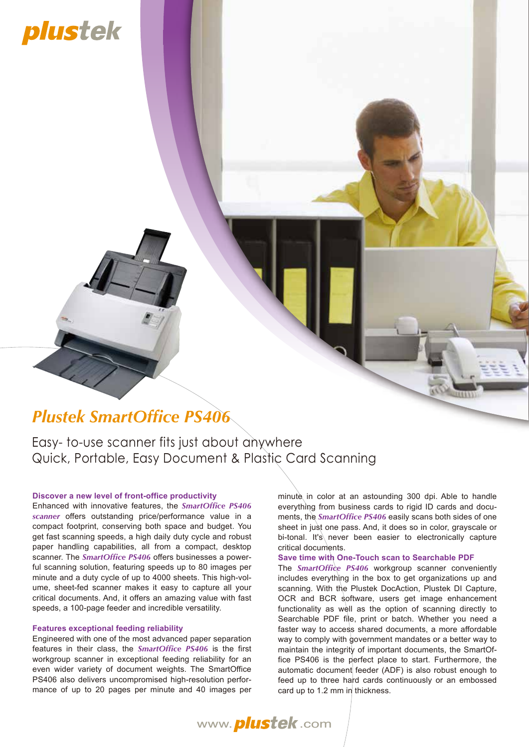# Plustek SmartOffice PS406

Easy- to-use scanner fits just about anywhere
Quick, Portable, Easy Document & Plastic Card Scanning

### Discover a new level of front-office productivity

Enhanced with innovative features, the ***SmartOffice PS406 scanner*** offers outstanding price/performance value in a compact footprint, conserving both space and budget. You get fast scanning speeds, a high daily duty cycle and robust paper handling capabilities, all from a compact, desktop scanner. The ***SmartOffice PS406*** offers businesses a powerful scanning solution, featuring speeds up to 80 images per minute and a duty cycle of up to 4000 sheets. This high-volume, sheet-fed scanner makes it easy to capture all your critical documents. And, it offers an amazing value with fast speeds, a 100-page feeder and incredible versatility.

### Features exceptional feeding reliability

Engineered with one of the most advanced paper separation features in their class, the ***SmartOffice PS406*** is the first workgroup scanner in exceptional feeding reliability for an even wider variety of document weights. The SmartOffice PS406 also delivers uncompromised high-resolution performance of up to 20 pages per minute and 40 images per minute in color at an astounding 300 dpi. Able to handle everything from business cards to rigid ID cards and documents, the ***SmartOffice PS406*** easily scans both sides of one sheet in just one pass. And, it does so in color, grayscale or bi-tonal. It's never been easier to electronically capture critical documents.

### Save time with One-Touch scan to Searchable PDF

The ***SmartOffice PS406*** workgroup scanner conveniently includes everything in the box to get organizations up and scanning. With the Plustek DocAction, Plustek DI Capture, OCR and BCR software, users get image enhancement functionality as well as the option of scanning directly to Searchable PDF file, print or batch. Whether you need a faster way to access shared documents, a more affordable way to comply with government mandates or a better way to maintain the integrity of important documents, the SmartOffice PS406 is the perfect place to start. Furthermore, the automatic document feeder (ADF) is also robust enough to feed up to three hard cards continuously or an embossed card up to 1.2 mm in thickness.

www.plustek.com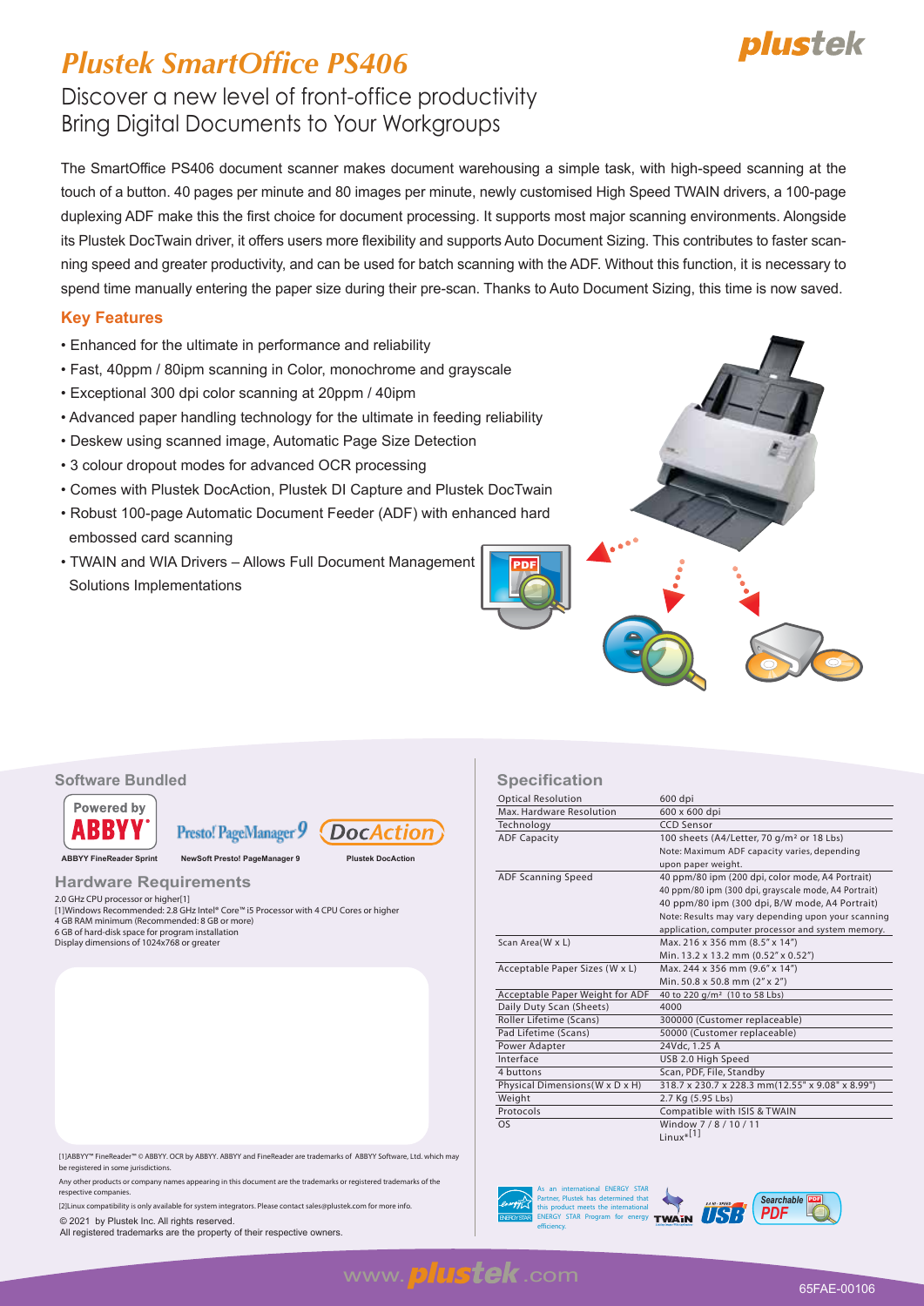# Plustek SmartOffice PS406

## Discover a new level of front-office productivity
## Bring Digital Documents to Your Workgroups

The SmartOffice PS406 document scanner makes document warehousing a simple task, with high-speed scanning at the touch of a button. 40 pages per minute and 80 images per minute, newly customised High Speed TWAIN drivers, a 100-page duplexing ADF make this the first choice for document processing. It supports most major scanning environments. Alongside its Plustek DocTwain driver, it offers users more flexibility and supports Auto Document Sizing. This contributes to faster scanning speed and greater productivity, and can be used for batch scanning with the ADF. Without this function, it is necessary to spend time manually entering the paper size during their pre-scan. Thanks to Auto Document Sizing, this time is now saved.

### Key Features

- Enhanced for the ultimate in performance and reliability
- Fast, 40ppm / 80ipm scanning in Color, monochrome and grayscale
- Exceptional 300 dpi color scanning at 20ppm / 40ipm
- Advanced paper handling technology for the ultimate in feeding reliability
- Deskew using scanned image, Automatic Page Size Detection
- 3 colour dropout modes for advanced OCR processing
- Comes with Plustek DocAction, Plustek DI Capture and Plustek DocTwain
- Robust 100-page Automatic Document Feeder (ADF) with enhanced hard embossed card scanning
- TWAIN and WIA Drivers – Allows Full Document Management Solutions Implementations

### Software Bundled

Powered by ABBYY — ABBYY FineReader Sprint

Presto! PageManager 9 — NewSoft Presto! PageManager 9

DocAction — Plustek DocAction

### Hardware Requirements

2.0 GHz CPU processor or higher[1]
[1]Windows Recommended: 2.8 GHz Intel® Core™ i5 Processor with 4 CPU Cores or higher
4 GB RAM minimum (Recommended: 8 GB or more)
6 GB of hard-disk space for program installation
Display dimensions of 1024x768 or greater

### Specification

| | |
|---|---|
| Optical Resolution | 600 dpi |
| Max. Hardware Resolution | 600 x 600 dpi |
| Technology | CCD Sensor |
| ADF Capacity | 100 sheets (A4/Letter, 70 g/m² or 18 Lbs)<br>Note: Maximum ADF capacity varies, depending upon paper weight. |
| ADF Scanning Speed | 40 ppm/80 ipm (200 dpi, color mode, A4 Portrait)<br>40 ppm/80 ipm (300 dpi, grayscale mode, A4 Portrait)<br>40 ppm/80 ipm (300 dpi, B/W mode, A4 Portrait)<br>Note: Results may vary depending upon your scanning application, computer processor and system memory. |
| Scan Area(W x L) | Max. 216 x 356 mm (8.5" x 14")<br>Min. 13.2 x 13.2 mm (0.52" x 0.52") |
| Acceptable Paper Sizes (W x L) | Max. 244 x 356 mm (9.6" x 14")<br>Min. 50.8 x 50.8 mm (2" x 2") |
| Acceptable Paper Weight for ADF | 40 to 220 g/m² (10 to 58 Lbs) |
| Daily Duty Scan (Sheets) | 4000 |
| Roller Lifetime (Scans) | 300000 (Customer replaceable) |
| Pad Lifetime (Scans) | 50000 (Customer replaceable) |
| Power Adapter | 24Vdc, 1.25 A |
| Interface | USB 2.0 High Speed |
| 4 buttons | Scan, PDF, File, Standby |
| Physical Dimensions(W x D x H) | 318.7 x 230.7 x 228.3 mm(12.55" x 9.08" x 8.99") |
| Weight | 2.7 Kg (5.95 Lbs) |
| Protocols | Compatible with ISIS & TWAIN |
| OS | Window 7 / 8 / 10 / 11<br>Linux*[1] |

As an international ENERGY STAR Partner, Plustek has determined that this product meets the international ENERGY STAR Program for energy efficiency.

[1]ABBYY™ FineReader™ © ABBYY. OCR by ABBYY. ABBYY and FineReader are trademarks of ABBYY Software, Ltd. which may be registered in some jurisdictions.

Any other products or company names appearing in this document are the trademarks or registered trademarks of the respective companies.

[2]Linux compatibility is only available for system integrators. Please contact sales@plustek.com for more info.

© 2021 by Plustek Inc. All rights reserved.
All registered trademarks are the property of their respective owners.

www.plustek.com

65FAE-00106